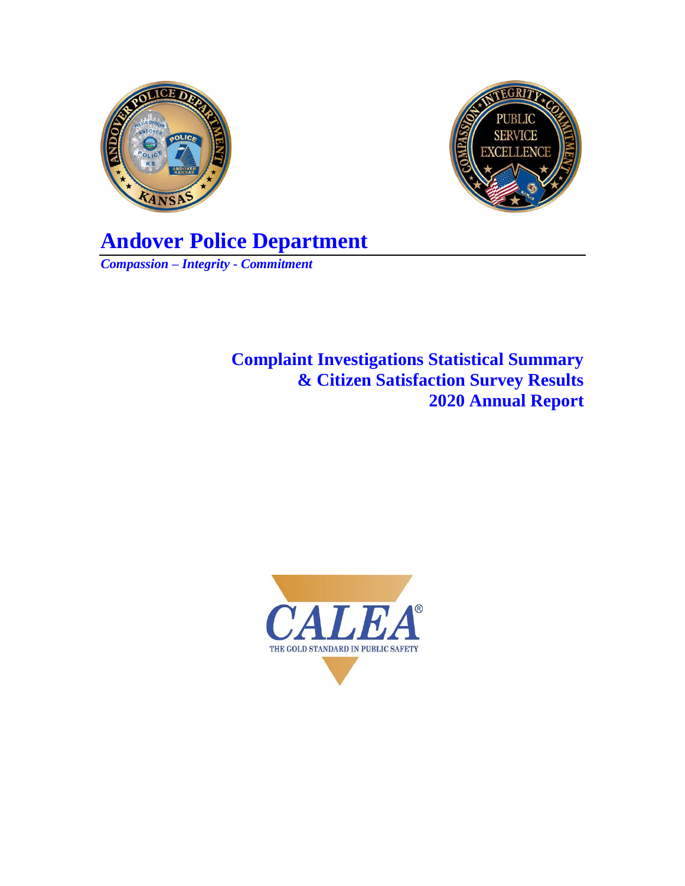# Andover Police Department

*Compassion – Integrity - Commitment*

## Complaint Investigations Statistical Summary & Citizen Satisfaction Survey Results 2020 Annual Report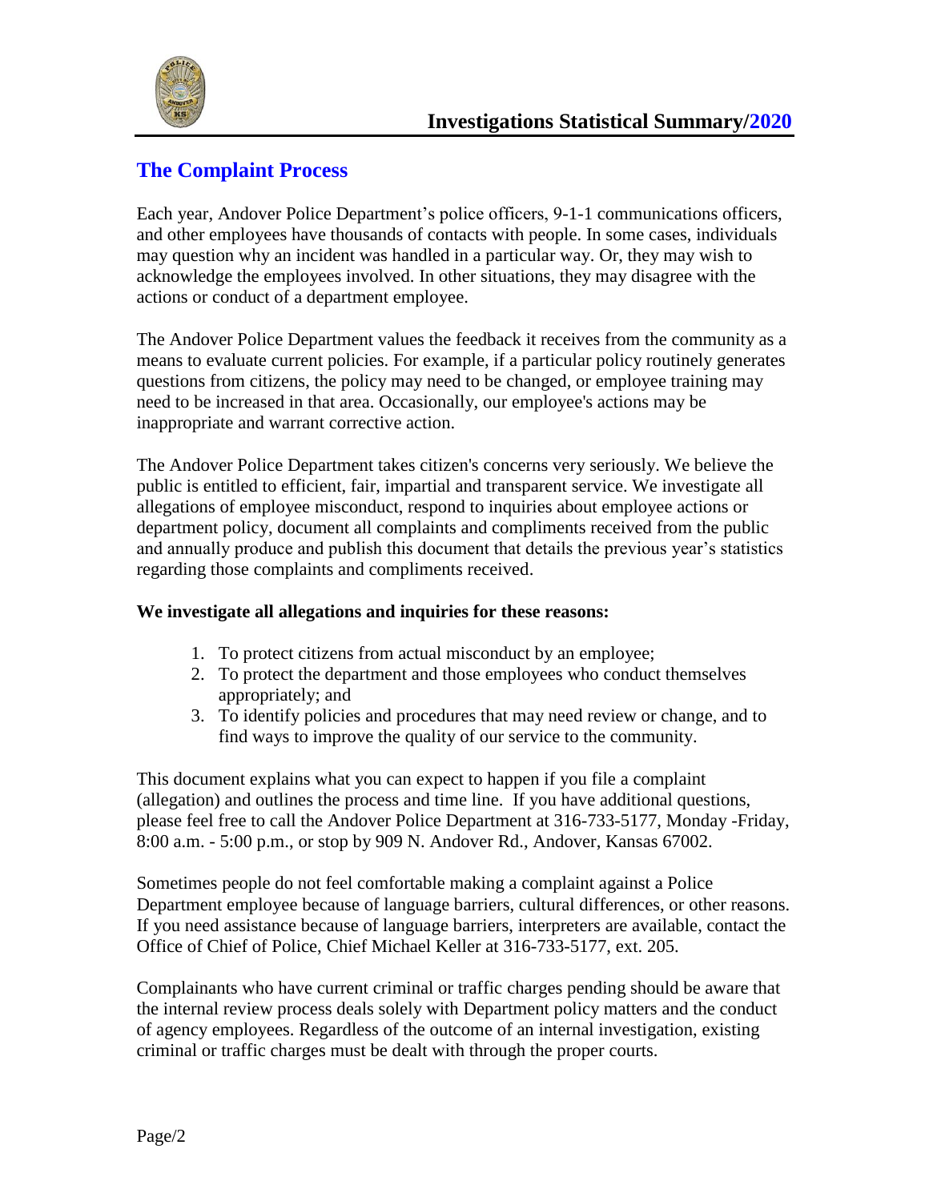## The Complaint Process

Each year, Andover Police Department's police officers, 9-1-1 communications officers, and other employees have thousands of contacts with people. In some cases, individuals may question why an incident was handled in a particular way. Or, they may wish to acknowledge the employees involved. In other situations, they may disagree with the actions or conduct of a department employee.

The Andover Police Department values the feedback it receives from the community as a means to evaluate current policies. For example, if a particular policy routinely generates questions from citizens, the policy may need to be changed, or employee training may need to be increased in that area. Occasionally, our employee's actions may be inappropriate and warrant corrective action.

The Andover Police Department takes citizen's concerns very seriously. We believe the public is entitled to efficient, fair, impartial and transparent service. We investigate all allegations of employee misconduct, respond to inquiries about employee actions or department policy, document all complaints and compliments received from the public and annually produce and publish this document that details the previous year's statistics regarding those complaints and compliments received.

**We investigate all allegations and inquiries for these reasons:**

1. To protect citizens from actual misconduct by an employee;
2. To protect the department and those employees who conduct themselves appropriately; and
3. To identify policies and procedures that may need review or change, and to find ways to improve the quality of our service to the community.

This document explains what you can expect to happen if you file a complaint (allegation) and outlines the process and time line. If you have additional questions, please feel free to call the Andover Police Department at 316-733-5177, Monday -Friday, 8:00 a.m. - 5:00 p.m., or stop by 909 N. Andover Rd., Andover, Kansas 67002.

Sometimes people do not feel comfortable making a complaint against a Police Department employee because of language barriers, cultural differences, or other reasons. If you need assistance because of language barriers, interpreters are available, contact the Office of Chief of Police, Chief Michael Keller at 316-733-5177, ext. 205.

Complainants who have current criminal or traffic charges pending should be aware that the internal review process deals solely with Department policy matters and the conduct of agency employees. Regardless of the outcome of an internal investigation, existing criminal or traffic charges must be dealt with through the proper courts.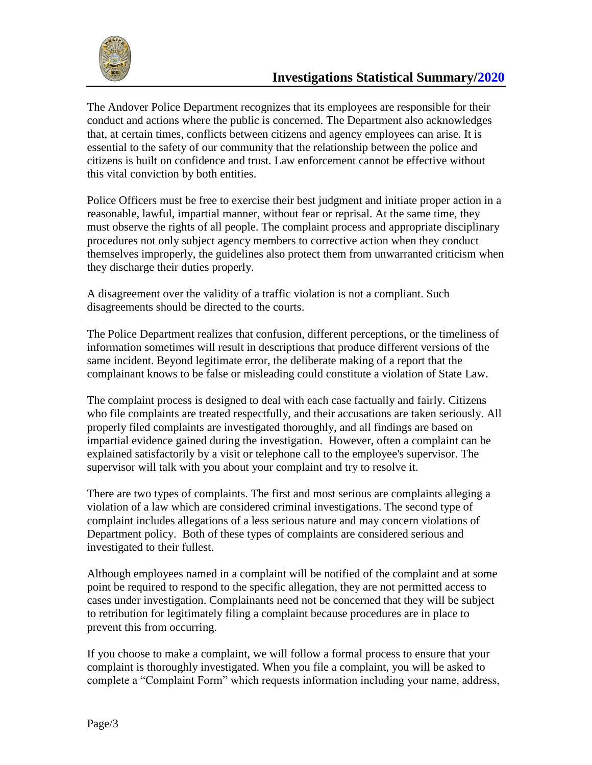The Andover Police Department recognizes that its employees are responsible for their conduct and actions where the public is concerned. The Department also acknowledges that, at certain times, conflicts between citizens and agency employees can arise. It is essential to the safety of our community that the relationship between the police and citizens is built on confidence and trust. Law enforcement cannot be effective without this vital conviction by both entities.

Police Officers must be free to exercise their best judgment and initiate proper action in a reasonable, lawful, impartial manner, without fear or reprisal. At the same time, they must observe the rights of all people. The complaint process and appropriate disciplinary procedures not only subject agency members to corrective action when they conduct themselves improperly, the guidelines also protect them from unwarranted criticism when they discharge their duties properly.

A disagreement over the validity of a traffic violation is not a compliant. Such disagreements should be directed to the courts.

The Police Department realizes that confusion, different perceptions, or the timeliness of information sometimes will result in descriptions that produce different versions of the same incident. Beyond legitimate error, the deliberate making of a report that the complainant knows to be false or misleading could constitute a violation of State Law.

The complaint process is designed to deal with each case factually and fairly. Citizens who file complaints are treated respectfully, and their accusations are taken seriously. All properly filed complaints are investigated thoroughly, and all findings are based on impartial evidence gained during the investigation. However, often a complaint can be explained satisfactorily by a visit or telephone call to the employee's supervisor. The supervisor will talk with you about your complaint and try to resolve it.

There are two types of complaints. The first and most serious are complaints alleging a violation of a law which are considered criminal investigations. The second type of complaint includes allegations of a less serious nature and may concern violations of Department policy. Both of these types of complaints are considered serious and investigated to their fullest.

Although employees named in a complaint will be notified of the complaint and at some point be required to respond to the specific allegation, they are not permitted access to cases under investigation. Complainants need not be concerned that they will be subject to retribution for legitimately filing a complaint because procedures are in place to prevent this from occurring.

If you choose to make a complaint, we will follow a formal process to ensure that your complaint is thoroughly investigated. When you file a complaint, you will be asked to complete a "Complaint Form" which requests information including your name, address,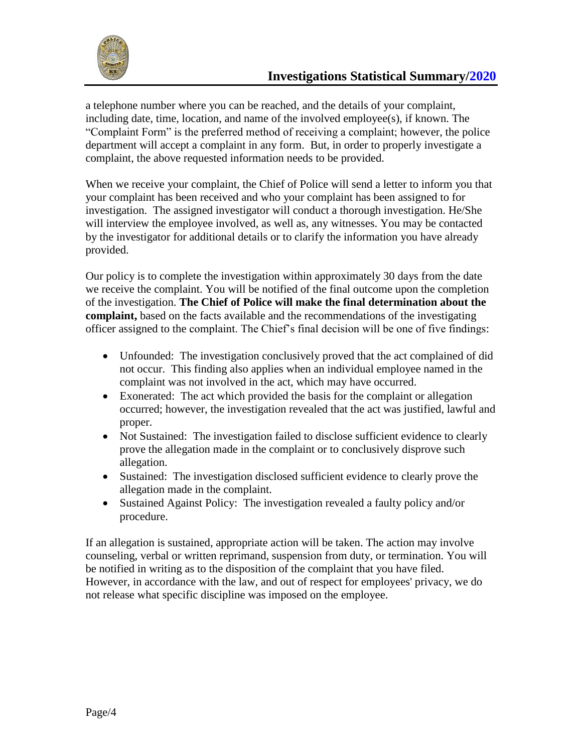a telephone number where you can be reached, and the details of your complaint, including date, time, location, and name of the involved employee(s), if known. The "Complaint Form" is the preferred method of receiving a complaint; however, the police department will accept a complaint in any form. But, in order to properly investigate a complaint, the above requested information needs to be provided.

When we receive your complaint, the Chief of Police will send a letter to inform you that your complaint has been received and who your complaint has been assigned to for investigation. The assigned investigator will conduct a thorough investigation. He/She will interview the employee involved, as well as, any witnesses. You may be contacted by the investigator for additional details or to clarify the information you have already provided.

Our policy is to complete the investigation within approximately 30 days from the date we receive the complaint. You will be notified of the final outcome upon the completion of the investigation. **The Chief of Police will make the final determination about the complaint,** based on the facts available and the recommendations of the investigating officer assigned to the complaint. The Chief's final decision will be one of five findings:

- Unfounded: The investigation conclusively proved that the act complained of did not occur. This finding also applies when an individual employee named in the complaint was not involved in the act, which may have occurred.
- Exonerated: The act which provided the basis for the complaint or allegation occurred; however, the investigation revealed that the act was justified, lawful and proper.
- Not Sustained: The investigation failed to disclose sufficient evidence to clearly prove the allegation made in the complaint or to conclusively disprove such allegation.
- Sustained: The investigation disclosed sufficient evidence to clearly prove the allegation made in the complaint.
- Sustained Against Policy: The investigation revealed a faulty policy and/or procedure.

If an allegation is sustained, appropriate action will be taken. The action may involve counseling, verbal or written reprimand, suspension from duty, or termination. You will be notified in writing as to the disposition of the complaint that you have filed. However, in accordance with the law, and out of respect for employees' privacy, we do not release what specific discipline was imposed on the employee.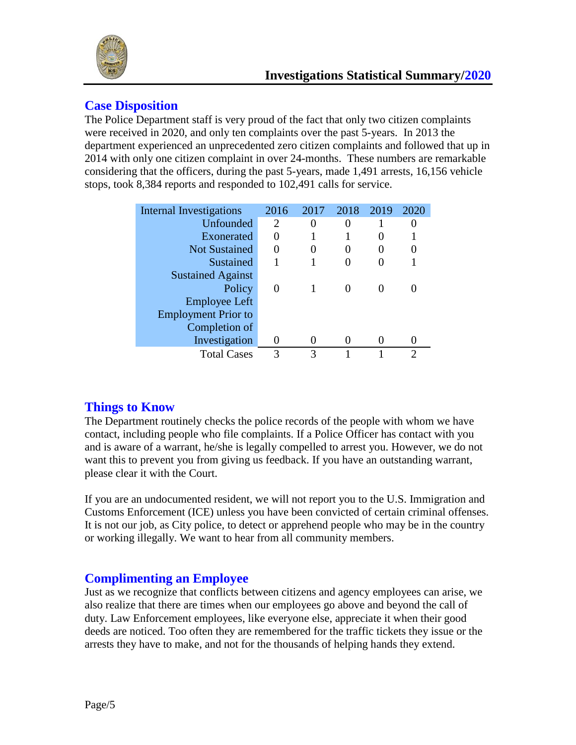## Case Disposition

The Police Department staff is very proud of the fact that only two citizen complaints were received in 2020, and only ten complaints over the past 5-years. In 2013 the department experienced an unprecedented zero citizen complaints and followed that up in 2014 with only one citizen complaint in over 24-months. These numbers are remarkable considering that the officers, during the past 5-years, made 1,491 arrests, 16,156 vehicle stops, took 8,384 reports and responded to 102,491 calls for service.

| Internal Investigations | 2016 | 2017 | 2018 | 2019 | 2020 |
|---|---|---|---|---|---|
| Unfounded | 2 | 0 | 0 | 1 | 0 |
| Exonerated | 0 | 1 | 1 | 0 | 1 |
| Not Sustained | 0 | 0 | 0 | 0 | 0 |
| Sustained | 1 | 1 | 0 | 0 | 1 |
| Sustained Against Policy | 0 | 1 | 0 | 0 | 0 |
| Employee Left Employment Prior to Completion of Investigation | 0 | 0 | 0 | 0 | 0 |
| Total Cases | 3 | 3 | 1 | 1 | 2 |

## Things to Know

The Department routinely checks the police records of the people with whom we have contact, including people who file complaints. If a Police Officer has contact with you and is aware of a warrant, he/she is legally compelled to arrest you. However, we do not want this to prevent you from giving us feedback. If you have an outstanding warrant, please clear it with the Court.

If you are an undocumented resident, we will not report you to the U.S. Immigration and Customs Enforcement (ICE) unless you have been convicted of certain criminal offenses. It is not our job, as City police, to detect or apprehend people who may be in the country or working illegally. We want to hear from all community members.

## Complimenting an Employee

Just as we recognize that conflicts between citizens and agency employees can arise, we also realize that there are times when our employees go above and beyond the call of duty. Law Enforcement employees, like everyone else, appreciate it when their good deeds are noticed. Too often they are remembered for the traffic tickets they issue or the arrests they have to make, and not for the thousands of helping hands they extend.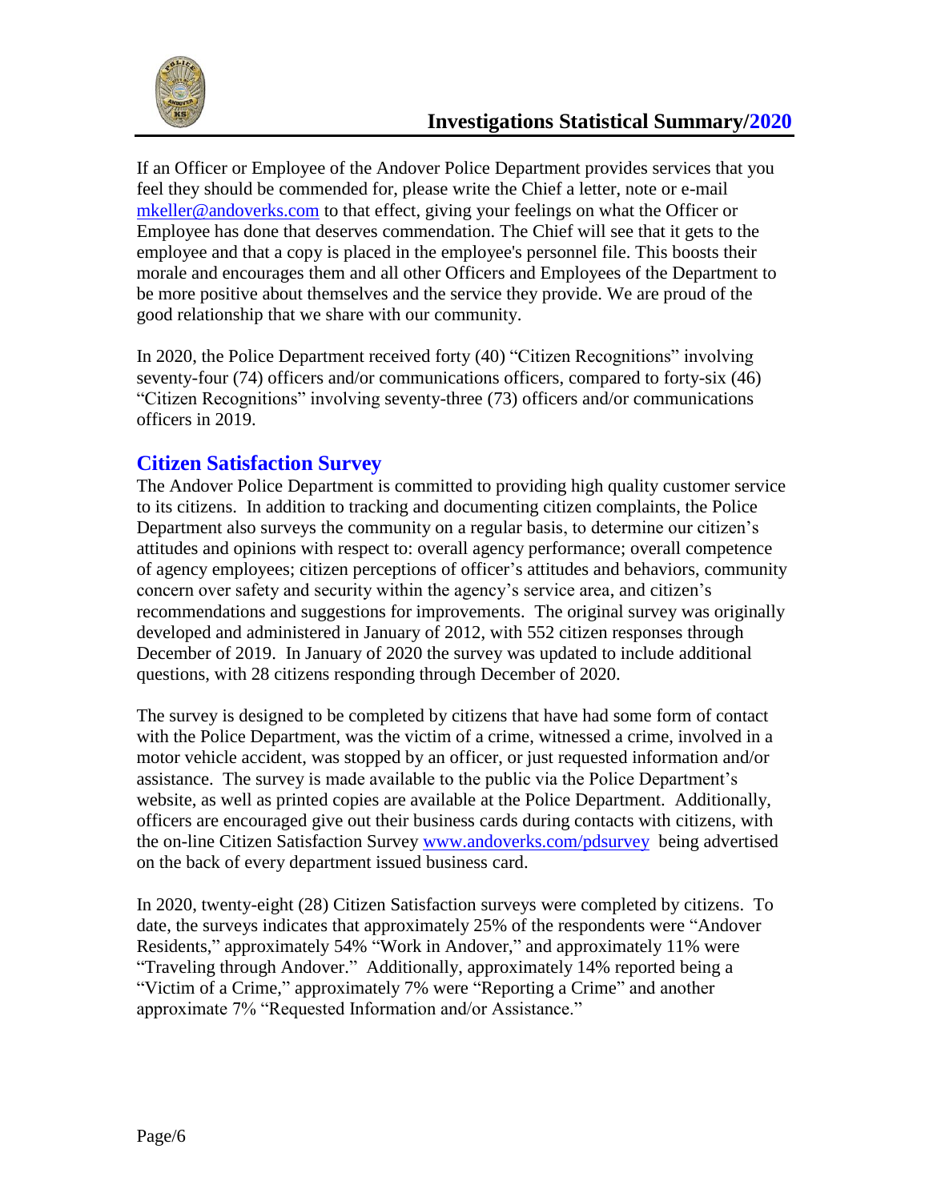If an Officer or Employee of the Andover Police Department provides services that you feel they should be commended for, please write the Chief a letter, note or e-mail mkeller@andoverks.com to that effect, giving your feelings on what the Officer or Employee has done that deserves commendation. The Chief will see that it gets to the employee and that a copy is placed in the employee's personnel file. This boosts their morale and encourages them and all other Officers and Employees of the Department to be more positive about themselves and the service they provide. We are proud of the good relationship that we share with our community.

In 2020, the Police Department received forty (40) "Citizen Recognitions" involving seventy-four (74) officers and/or communications officers, compared to forty-six (46) "Citizen Recognitions" involving seventy-three (73) officers and/or communications officers in 2019.

## Citizen Satisfaction Survey

The Andover Police Department is committed to providing high quality customer service to its citizens. In addition to tracking and documenting citizen complaints, the Police Department also surveys the community on a regular basis, to determine our citizen's attitudes and opinions with respect to: overall agency performance; overall competence of agency employees; citizen perceptions of officer's attitudes and behaviors, community concern over safety and security within the agency's service area, and citizen's recommendations and suggestions for improvements. The original survey was originally developed and administered in January of 2012, with 552 citizen responses through December of 2019. In January of 2020 the survey was updated to include additional questions, with 28 citizens responding through December of 2020.

The survey is designed to be completed by citizens that have had some form of contact with the Police Department, was the victim of a crime, witnessed a crime, involved in a motor vehicle accident, was stopped by an officer, or just requested information and/or assistance. The survey is made available to the public via the Police Department's website, as well as printed copies are available at the Police Department. Additionally, officers are encouraged give out their business cards during contacts with citizens, with the on-line Citizen Satisfaction Survey www.andoverks.com/pdsurvey being advertised on the back of every department issued business card.

In 2020, twenty-eight (28) Citizen Satisfaction surveys were completed by citizens. To date, the surveys indicates that approximately 25% of the respondents were "Andover Residents," approximately 54% "Work in Andover," and approximately 11% were "Traveling through Andover." Additionally, approximately 14% reported being a "Victim of a Crime," approximately 7% were "Reporting a Crime" and another approximate 7% "Requested Information and/or Assistance."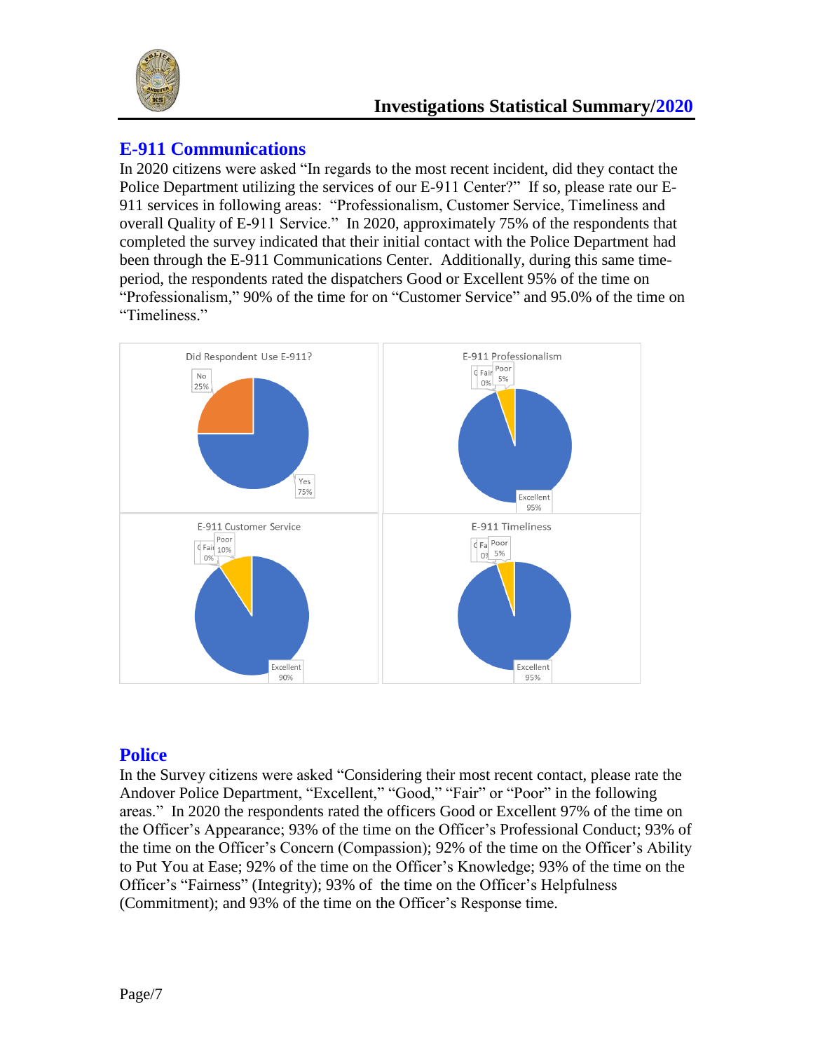## E-911 Communications

In 2020 citizens were asked "In regards to the most recent incident, did they contact the Police Department utilizing the services of our E-911 Center?" If so, please rate our E-911 services in following areas: "Professionalism, Customer Service, Timeliness and overall Quality of E-911 Service." In 2020, approximately 75% of the respondents that completed the survey indicated that their initial contact with the Police Department had been through the E-911 Communications Center. Additionally, during this same time-period, the respondents rated the dispatchers Good or Excellent 95% of the time on "Professionalism," 90% of the time for on "Customer Service" and 95.0% of the time on "Timeliness."

## Police

In the Survey citizens were asked "Considering their most recent contact, please rate the Andover Police Department, "Excellent," "Good," "Fair" or "Poor" in the following areas." In 2020 the respondents rated the officers Good or Excellent 97% of the time on the Officer's Appearance; 93% of the time on the Officer's Professional Conduct; 93% of the time on the Officer's Concern (Compassion); 92% of the time on the Officer's Ability to Put You at Ease; 92% of the time on the Officer's Knowledge; 93% of the time on the Officer's "Fairness" (Integrity); 93% of the time on the Officer's Helpfulness (Commitment); and 93% of the time on the Officer's Response time.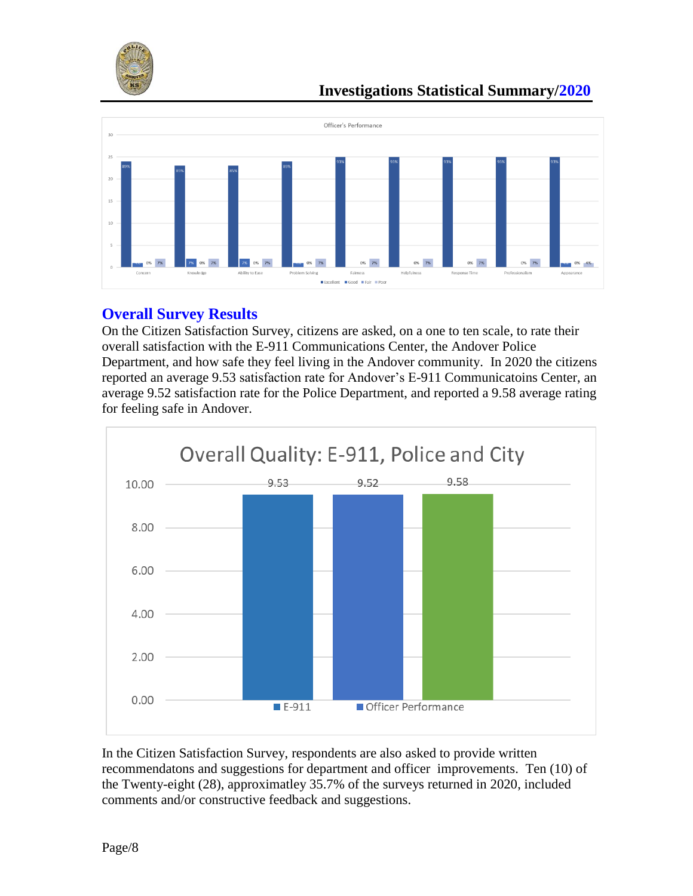Officer's Performance

30
25
20
15
10
5
0

89% 85% 85% 89% 93% 93% 93% 93% 93%

7% 0% 7% 7% 0% 7% 7% 0% 7% 0% 7% 0% 7% 0% 7% 0% 7% 0% 7% 0% 4%

Concern
Knowledge
Ability to Ease
Problem Solving
Fairness
Helpfulness
Response Time
Professionalism
Appearance

Excellent Good Fair Poor

## Overall Survey Results

On the Citizen Satisfaction Survey, citizens are asked, on a one to ten scale, to rate their overall satisfaction with the E-911 Communications Center, the Andover Police Department, and how safe they feel living in the Andover community. In 2020 the citizens reported an average 9.53 satisfaction rate for Andover's E-911 Communicatoins Center, an average 9.52 satisfaction rate for the Police Department, and reported a 9.58 average rating for feeling safe in Andover.

Overall Quality: E-911, Police and City

10.00
8.00
6.00
4.00
2.00
0.00

9.53
9.52
9.58

E-911
Officer Performance

In the Citizen Satisfaction Survey, respondents are also asked to provide written recommendatons and suggestions for department and officer improvements. Ten (10) of the Twenty-eight (28), approximatley 35.7% of the surveys returned in 2020, included comments and/or constructive feedback and suggestions.